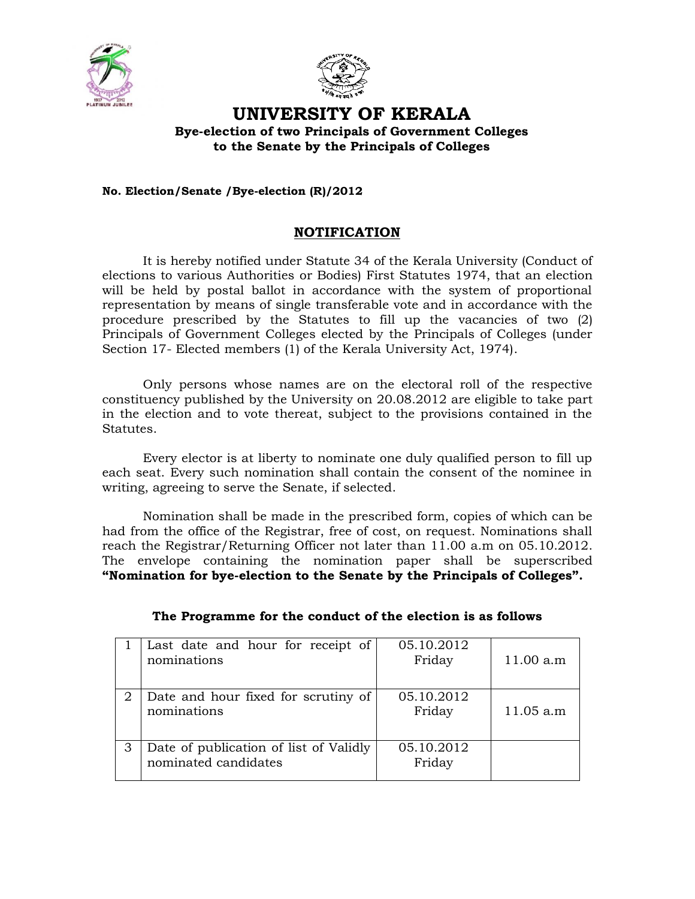# UNIVERSITY OF KERALA

**Bye-election of two Principals of Government Colleges to the Senate by the Principals of Colleges**

**No. Election/Senate /Bye-election (R)/2012**

## NOTIFICATION

It is hereby notified under Statute 34 of the Kerala University (Conduct of elections to various Authorities or Bodies) First Statutes 1974, that an election will be held by postal ballot in accordance with the system of proportional representation by means of single transferable vote and in accordance with the procedure prescribed by the Statutes to fill up the vacancies of two (2) Principals of Government Colleges elected by the Principals of Colleges (under Section 17- Elected members (1) of the Kerala University Act, 1974).

Only persons whose names are on the electoral roll of the respective constituency published by the University on 20.08.2012 are eligible to take part in the election and to vote thereat, subject to the provisions contained in the Statutes.

Every elector is at liberty to nominate one duly qualified person to fill up each seat. Every such nomination shall contain the consent of the nominee in writing, agreeing to serve the Senate, if selected.

Nomination shall be made in the prescribed form, copies of which can be had from the office of the Registrar, free of cost, on request. Nominations shall reach the Registrar/Returning Officer not later than 11.00 a.m on 05.10.2012. The envelope containing the nomination paper shall be superscribed **"Nomination for bye-election to the Senate by the Principals of Colleges".**

**The Programme for the conduct of the election is as follows**

| | | | |
|---|---|---|---|
| 1 | Last date and hour for receipt of nominations | 05.10.2012 Friday | 11.00 a.m |
| 2 | Date and hour fixed for scrutiny of nominations | 05.10.2012 Friday | 11.05 a.m |
| 3 | Date of publication of list of Validly nominated candidates | 05.10.2012 Friday | |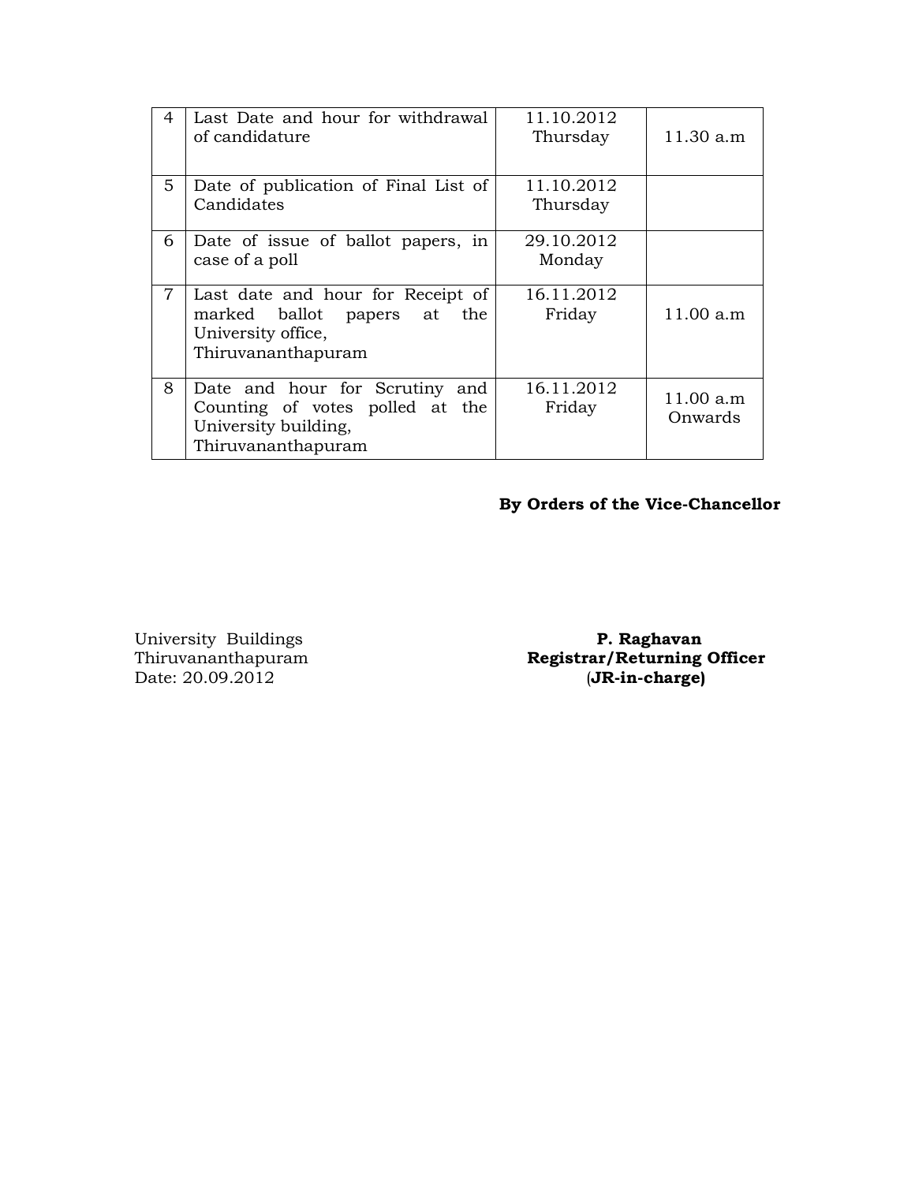| | | | |
|---|---|---|---|
| 4 | Last Date and hour for withdrawal of candidature | 11.10.2012 Thursday | 11.30 a.m |
| 5 | Date of publication of Final List of Candidates | 11.10.2012 Thursday | |
| 6 | Date of issue of ballot papers, in case of a poll | 29.10.2012 Monday | |
| 7 | Last date and hour for Receipt of marked ballot papers at the University office, Thiruvananthapuram | 16.11.2012 Friday | 11.00 a.m |
| 8 | Date and hour for Scrutiny and Counting of votes polled at the University building, Thiruvananthapuram | 16.11.2012 Friday | 11.00 a.m Onwards |

**By Orders of the Vice-Chancellor**

University Buildings  
Thiruvananthapuram  
Date: 20.09.2012

**P. Raghavan**  
**Registrar/Returning Officer**  
**(JR-in-charge)**